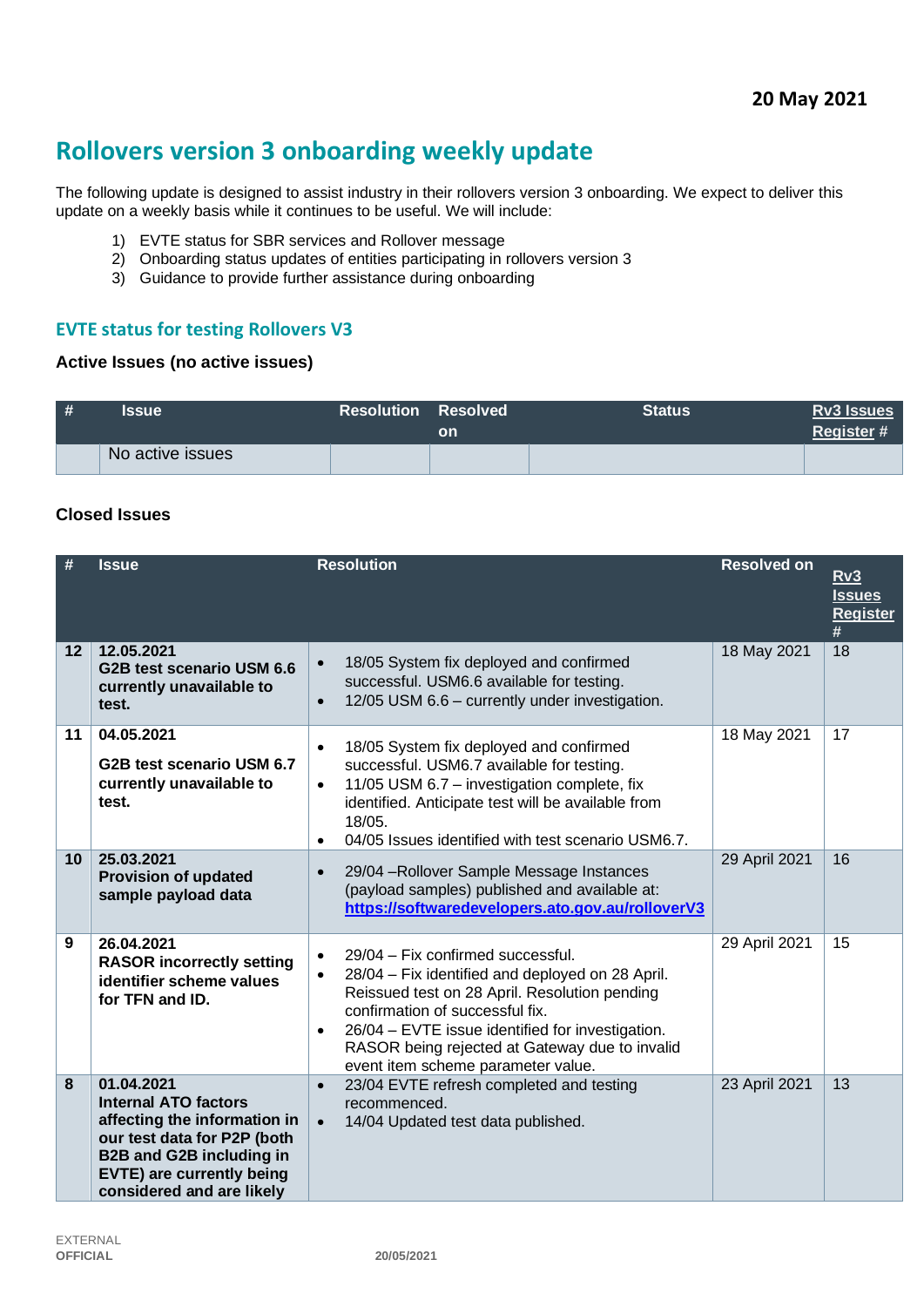**20 May 2021**

# Rollovers version 3 onboarding weekly update

The following update is designed to assist industry in their rollovers version 3 onboarding. We expect to deliver this update on a weekly basis while it continues to be useful. We will include:

1) EVTE status for SBR services and Rollover message
2) Onboarding status updates of entities participating in rollovers version 3
3) Guidance to provide further assistance during onboarding

## EVTE status for testing Rollovers V3

### Active Issues (no active issues)

| # | Issue | Resolution | Resolved on | Status | Rv3 Issues Register # |
|---|---|---|---|---|---|
| | No active issues | | | | |

### Closed Issues

| # | Issue | Resolution | Resolved on | Rv3 Issues Register # |
|---|---|---|---|---|
| 12 | 12.05.2021<br>**G2B test scenario USM 6.6 currently unavailable to test.** | • 18/05 System fix deployed and confirmed successful. USM6.6 available for testing.<br>• 12/05 USM 6.6 – currently under investigation. | 18 May 2021 | 18 |
| 11 | 04.05.2021<br>**G2B test scenario USM 6.7 currently unavailable to test.** | • 18/05 System fix deployed and confirmed successful. USM6.7 available for testing.<br>• 11/05 USM 6.7 – investigation complete, fix identified. Anticipate test will be available from 18/05.<br>• 04/05 Issues identified with test scenario USM6.7. | 18 May 2021 | 17 |
| 10 | 25.03.2021<br>**Provision of updated sample payload data** | • 29/04 –Rollover Sample Message Instances (payload samples) published and available at: https://softwaredevelopers.ato.gov.au/rolloverV3 | 29 April 2021 | 16 |
| 9 | 26.04.2021<br>**RASOR incorrectly setting identifier scheme values for TFN and ID.** | • 29/04 – Fix confirmed successful.<br>• 28/04 – Fix identified and deployed on 28 April. Reissued test on 28 April. Resolution pending confirmation of successful fix.<br>• 26/04 – EVTE issue identified for investigation. RASOR being rejected at Gateway due to invalid event item scheme parameter value. | 29 April 2021 | 15 |
| 8 | 01.04.2021<br>**Internal ATO factors affecting the information in our test data for P2P (both B2B and G2B including in EVTE) are currently being considered and are likely** | • 23/04 EVTE refresh completed and testing recommenced.<br>• 14/04 Updated test data published. | 23 April 2021 | 13 |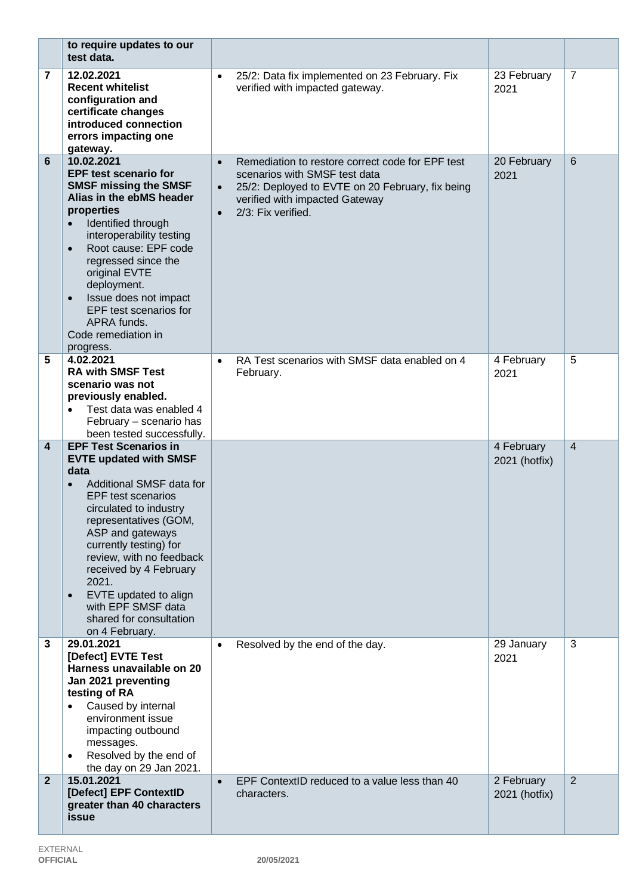| | | | | |
|---|---|---|---|---|
| | **to require updates to our test data.** | | | |
| **7** | **12.02.2021**<br>**Recent whitelist configuration and certificate changes introduced connection errors impacting one gateway.** | • 25/2: Data fix implemented on 23 February. Fix verified with impacted gateway. | 23 February 2021 | 7 |
| **6** | **10.02.2021**<br>**EPF test scenario for SMSF missing the SMSF Alias in the ebMS header properties**<br>• Identified through interoperability testing<br>• Root cause: EPF code regressed since the original EVTE deployment.<br>• Issue does not impact EPF test scenarios for APRA funds.<br>Code remediation in progress. | • Remediation to restore correct code for EPF test scenarios with SMSF test data<br>• 25/2: Deployed to EVTE on 20 February, fix being verified with impacted Gateway<br>• 2/3: Fix verified. | 20 February 2021 | 6 |
| **5** | **4.02.2021**<br>**RA with SMSF Test scenario was not previously enabled.**<br>• Test data was enabled 4 February – scenario has been tested successfully. | • RA Test scenarios with SMSF data enabled on 4 February. | 4 February 2021 | 5 |
| **4** | **EPF Test Scenarios in EVTE updated with SMSF data**<br>• Additional SMSF data for EPF test scenarios circulated to industry representatives (GOM, ASP and gateways currently testing) for review, with no feedback received by 4 February 2021.<br>• EVTE updated to align with EPF SMSF data shared for consultation on 4 February. | | 4 February 2021 (hotfix) | 4 |
| **3** | **29.01.2021**<br>**[Defect] EVTE Test Harness unavailable on 20 Jan 2021 preventing testing of RA**<br>• Caused by internal environment issue impacting outbound messages.<br>• Resolved by the end of the day on 29 Jan 2021. | • Resolved by the end of the day. | 29 January 2021 | 3 |
| **2** | **15.01.2021**<br>**[Defect] EPF ContextID greater than 40 characters issue** | • EPF ContextID reduced to a value less than 40 characters. | 2 February 2021 (hotfix) | 2 |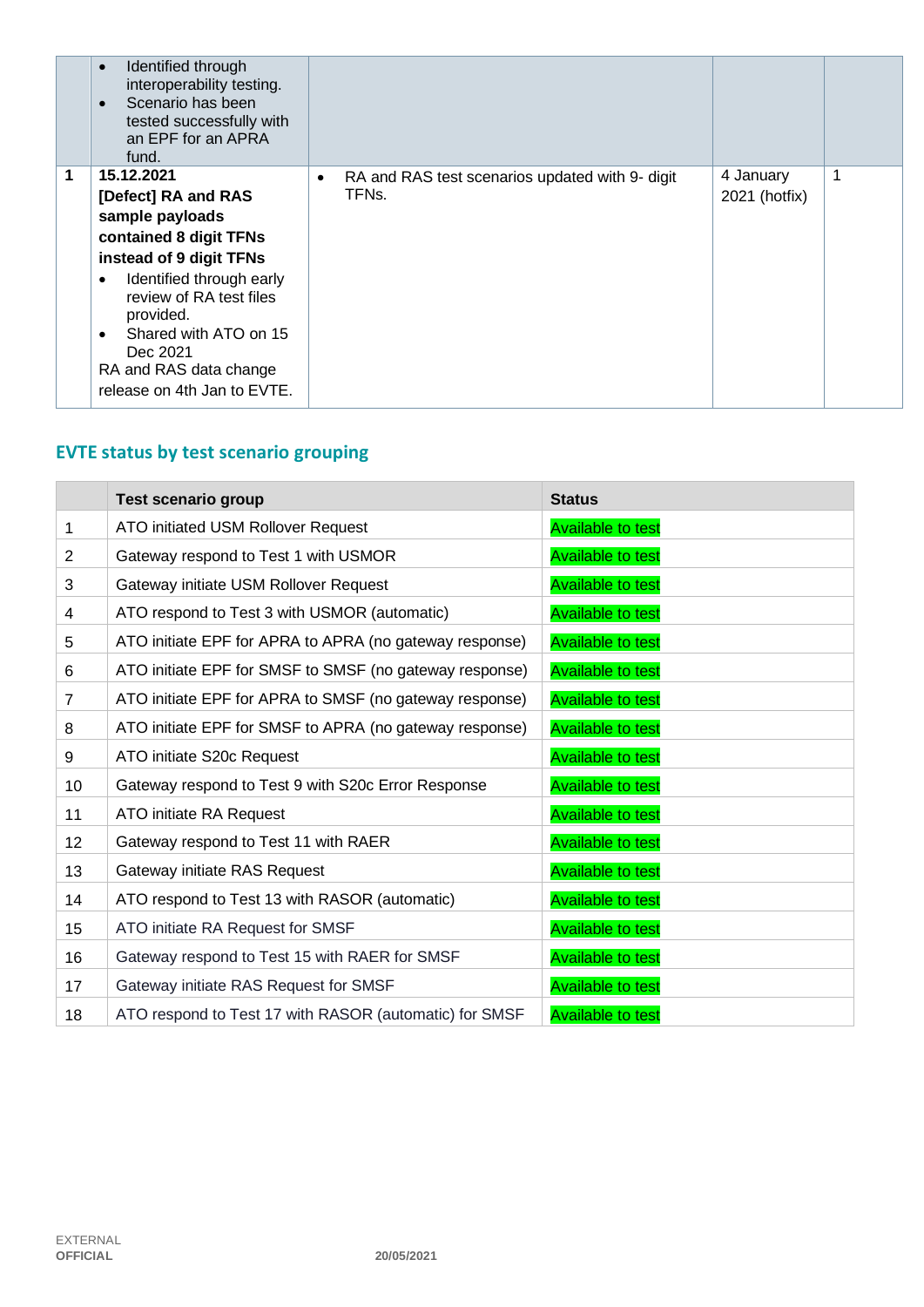| | | | | |
|---|---|---|---|---|
| | • Identified through interoperability testing.<br>• Scenario has been tested successfully with an EPF for an APRA fund. | | | |
| **1** | **15.12.2021**<br>**[Defect] RA and RAS sample payloads contained 8 digit TFNs instead of 9 digit TFNs**<br>• Identified through early review of RA test files provided.<br>• Shared with ATO on 15 Dec 2021<br>RA and RAS data change release on 4th Jan to EVTE. | • RA and RAS test scenarios updated with 9- digit TFNs. | 4 January 2021 (hotfix) | 1 |

## EVTE status by test scenario grouping

| | Test scenario group | Status |
|---|---|---|
| 1 | ATO initiated USM Rollover Request | Available to test |
| 2 | Gateway respond to Test 1 with USMOR | Available to test |
| 3 | Gateway initiate USM Rollover Request | Available to test |
| 4 | ATO respond to Test 3 with USMOR (automatic) | Available to test |
| 5 | ATO initiate EPF for APRA to APRA (no gateway response) | Available to test |
| 6 | ATO initiate EPF for SMSF to SMSF (no gateway response) | Available to test |
| 7 | ATO initiate EPF for APRA to SMSF (no gateway response) | Available to test |
| 8 | ATO initiate EPF for SMSF to APRA (no gateway response) | Available to test |
| 9 | ATO initiate S20c Request | Available to test |
| 10 | Gateway respond to Test 9 with S20c Error Response | Available to test |
| 11 | ATO initiate RA Request | Available to test |
| 12 | Gateway respond to Test 11 with RAER | Available to test |
| 13 | Gateway initiate RAS Request | Available to test |
| 14 | ATO respond to Test 13 with RASOR (automatic) | Available to test |
| 15 | ATO initiate RA Request for SMSF | Available to test |
| 16 | Gateway respond to Test 15 with RAER for SMSF | Available to test |
| 17 | Gateway initiate RAS Request for SMSF | Available to test |
| 18 | ATO respond to Test 17 with RASOR (automatic) for SMSF | Available to test |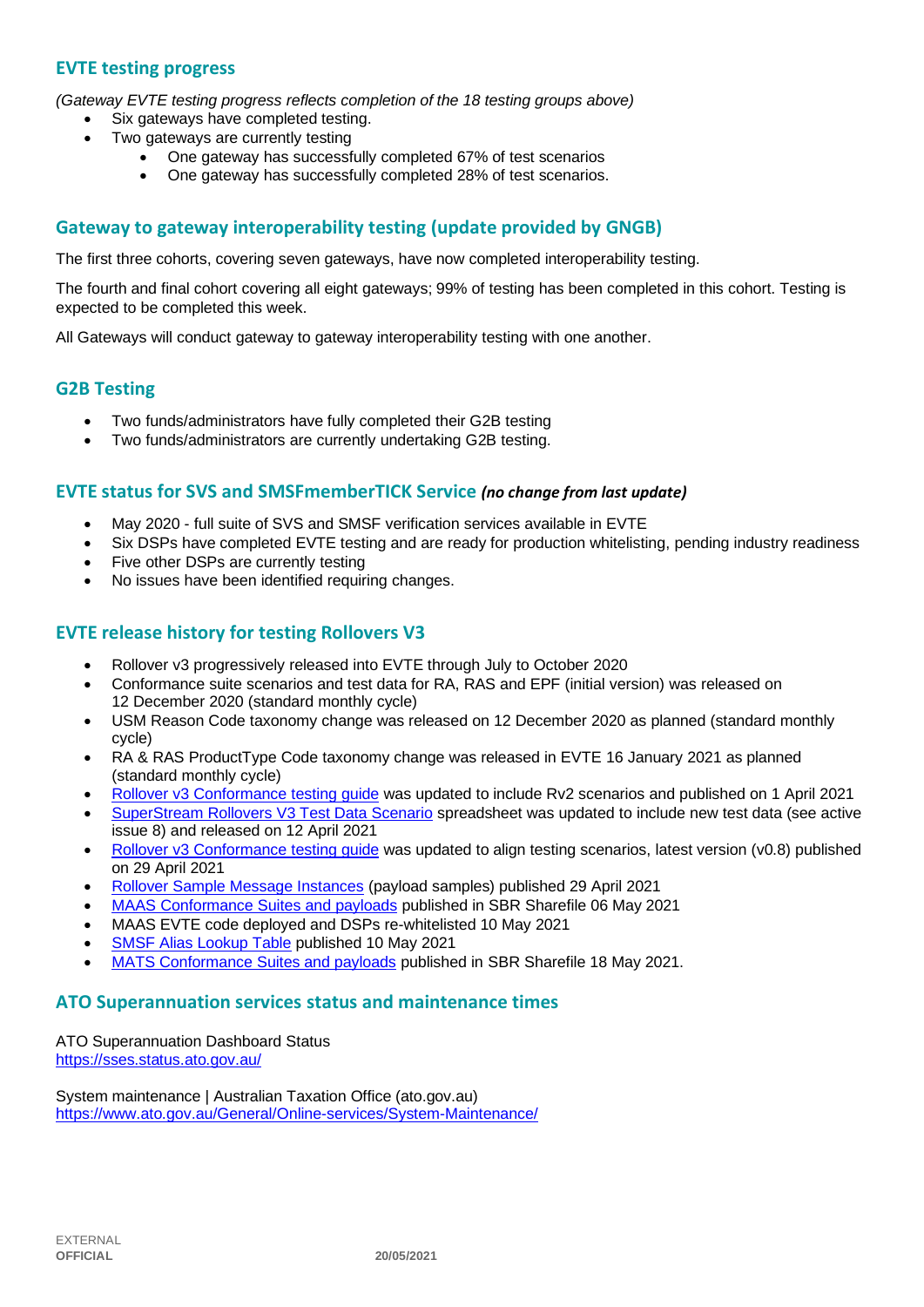## EVTE testing progress

*(Gateway EVTE testing progress reflects completion of the 18 testing groups above)*

- Six gateways have completed testing.
- Two gateways are currently testing
  - One gateway has successfully completed 67% of test scenarios
  - One gateway has successfully completed 28% of test scenarios.

## Gateway to gateway interoperability testing (update provided by GNGB)

The first three cohorts, covering seven gateways, have now completed interoperability testing.

The fourth and final cohort covering all eight gateways; 99% of testing has been completed in this cohort. Testing is expected to be completed this week.

All Gateways will conduct gateway to gateway interoperability testing with one another.

## G2B Testing

- Two funds/administrators have fully completed their G2B testing
- Two funds/administrators are currently undertaking G2B testing.

## EVTE status for SVS and SMSFmemberTICK Service *(no change from last update)*

- May 2020 - full suite of SVS and SMSF verification services available in EVTE
- Six DSPs have completed EVTE testing and are ready for production whitelisting, pending industry readiness
- Five other DSPs are currently testing
- No issues have been identified requiring changes.

## EVTE release history for testing Rollovers V3

- Rollover v3 progressively released into EVTE through July to October 2020
- Conformance suite scenarios and test data for RA, RAS and EPF (initial version) was released on 12 December 2020 (standard monthly cycle)
- USM Reason Code taxonomy change was released on 12 December 2020 as planned (standard monthly cycle)
- RA & RAS ProductType Code taxonomy change was released in EVTE 16 January 2021 as planned (standard monthly cycle)
- Rollover v3 Conformance testing guide was updated to include Rv2 scenarios and published on 1 April 2021
- SuperStream Rollovers V3 Test Data Scenario spreadsheet was updated to include new test data (see active issue 8) and released on 12 April 2021
- Rollover v3 Conformance testing guide was updated to align testing scenarios, latest version (v0.8) published on 29 April 2021
- Rollover Sample Message Instances (payload samples) published 29 April 2021
- MAAS Conformance Suites and payloads published in SBR Sharefile 06 May 2021
- MAAS EVTE code deployed and DSPs re-whitelisted 10 May 2021
- SMSF Alias Lookup Table published 10 May 2021
- MATS Conformance Suites and payloads published in SBR Sharefile 18 May 2021.

## ATO Superannuation services status and maintenance times

ATO Superannuation Dashboard Status
https://sses.status.ato.gov.au/

System maintenance | Australian Taxation Office (ato.gov.au)
https://www.ato.gov.au/General/Online-services/System-Maintenance/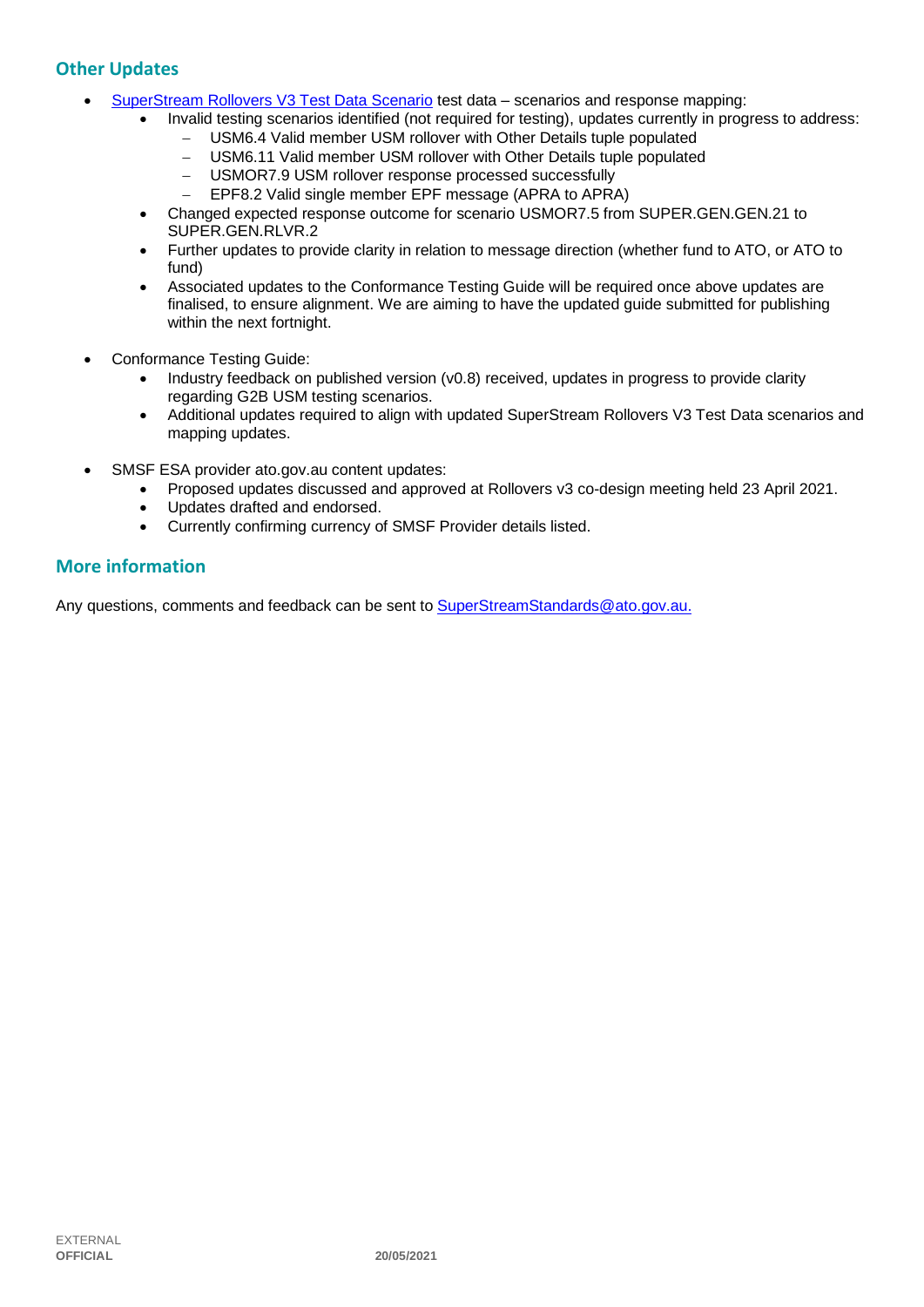## Other Updates

- [SuperStream Rollovers V3 Test Data Scenario](#) test data – scenarios and response mapping:
  - Invalid testing scenarios identified (not required for testing), updates currently in progress to address:
    - USM6.4 Valid member USM rollover with Other Details tuple populated
    - USM6.11 Valid member USM rollover with Other Details tuple populated
    - USMOR7.9 USM rollover response processed successfully
    - EPF8.2 Valid single member EPF message (APRA to APRA)
  - Changed expected response outcome for scenario USMOR7.5 from SUPER.GEN.GEN.21 to SUPER.GEN.RLVR.2
  - Further updates to provide clarity in relation to message direction (whether fund to ATO, or ATO to fund)
  - Associated updates to the Conformance Testing Guide will be required once above updates are finalised, to ensure alignment. We are aiming to have the updated guide submitted for publishing within the next fortnight.

- Conformance Testing Guide:
  - Industry feedback on published version (v0.8) received, updates in progress to provide clarity regarding G2B USM testing scenarios.
  - Additional updates required to align with updated SuperStream Rollovers V3 Test Data scenarios and mapping updates.

- SMSF ESA provider ato.gov.au content updates:
  - Proposed updates discussed and approved at Rollovers v3 co-design meeting held 23 April 2021.
  - Updates drafted and endorsed.
  - Currently confirming currency of SMSF Provider details listed.

## More information

Any questions, comments and feedback can be sent to [SuperStreamStandards@ato.gov.au.](mailto:SuperStreamStandards@ato.gov.au)